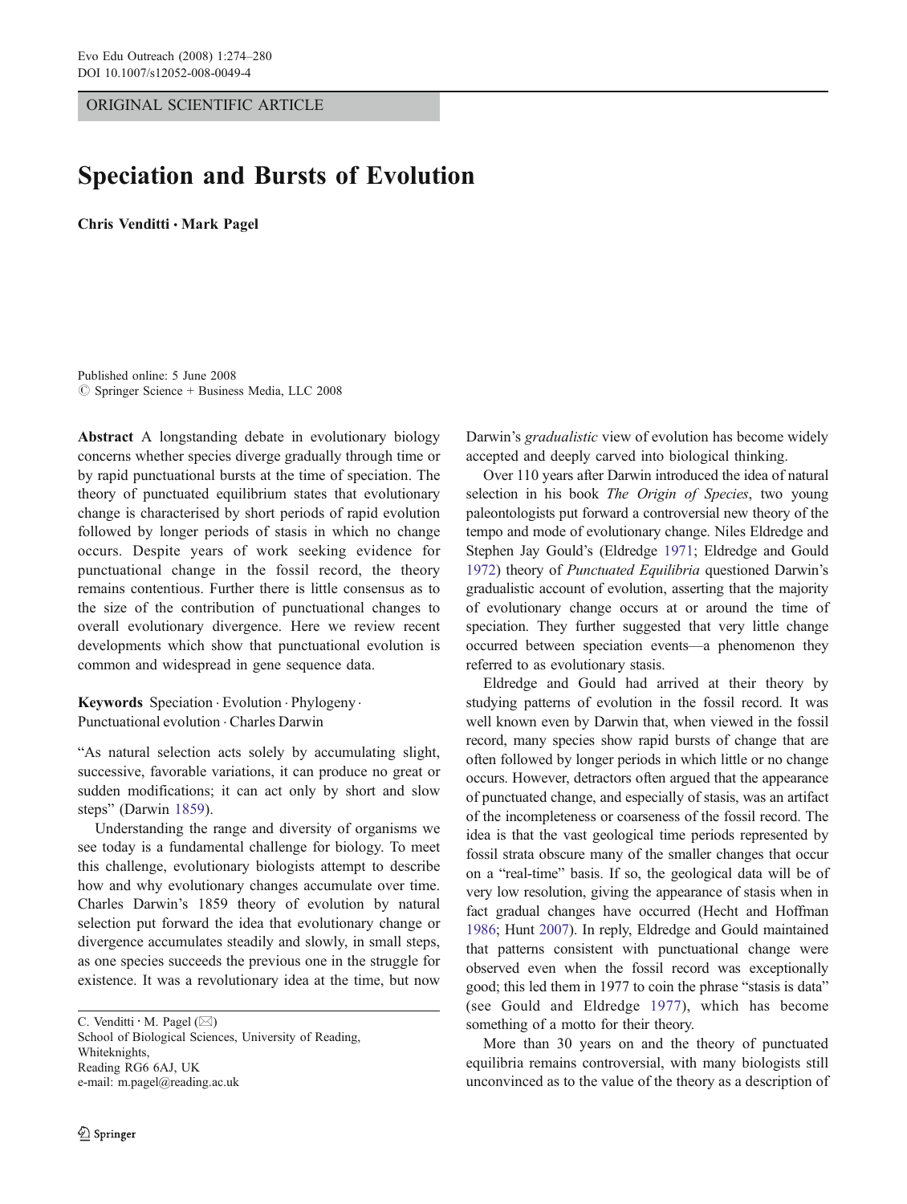ORIGINAL SCIENTIFIC ARTICLE

# Speciation and Bursts of Evolution

**Chris Venditti · Mark Pagel**

Published online: 5 June 2008
© Springer Science + Business Media, LLC 2008

**Abstract** A longstanding debate in evolutionary biology concerns whether species diverge gradually through time or by rapid punctuational bursts at the time of speciation. The theory of punctuated equilibrium states that evolutionary change is characterised by short periods of rapid evolution followed by longer periods of stasis in which no change occurs. Despite years of work seeking evidence for punctuational change in the fossil record, the theory remains contentious. Further there is little consensus as to the size of the contribution of punctuational changes to overall evolutionary divergence. Here we review recent developments which show that punctuational evolution is common and widespread in gene sequence data.

**Keywords** Speciation · Evolution · Phylogeny · Punctuational evolution · Charles Darwin

"As natural selection acts solely by accumulating slight, successive, favorable variations, it can produce no great or sudden modifications; it can act only by short and slow steps" (Darwin 1859).

Understanding the range and diversity of organisms we see today is a fundamental challenge for biology. To meet this challenge, evolutionary biologists attempt to describe how and why evolutionary changes accumulate over time. Charles Darwin's 1859 theory of evolution by natural selection put forward the idea that evolutionary change or divergence accumulates steadily and slowly, in small steps, as one species succeeds the previous one in the struggle for existence. It was a revolutionary idea at the time, but now Darwin's *gradualistic* view of evolution has become widely accepted and deeply carved into biological thinking.

Over 110 years after Darwin introduced the idea of natural selection in his book *The Origin of Species*, two young paleontologists put forward a controversial new theory of the tempo and mode of evolutionary change. Niles Eldredge and Stephen Jay Gould's (Eldredge 1971; Eldredge and Gould 1972) theory of *Punctuated Equilibria* questioned Darwin's gradualistic account of evolution, asserting that the majority of evolutionary change occurs at or around the time of speciation. They further suggested that very little change occurred between speciation events—a phenomenon they referred to as evolutionary stasis.

Eldredge and Gould had arrived at their theory by studying patterns of evolution in the fossil record. It was well known even by Darwin that, when viewed in the fossil record, many species show rapid bursts of change that are often followed by longer periods in which little or no change occurs. However, detractors often argued that the appearance of punctuated change, and especially of stasis, was an artifact of the incompleteness or coarseness of the fossil record. The idea is that the vast geological time periods represented by fossil strata obscure many of the smaller changes that occur on a "real-time" basis. If so, the geological data will be of very low resolution, giving the appearance of stasis when in fact gradual changes have occurred (Hecht and Hoffman 1986; Hunt 2007). In reply, Eldredge and Gould maintained that patterns consistent with punctuational change were observed even when the fossil record was exceptionally good; this led them in 1977 to coin the phrase "stasis is data" (see Gould and Eldredge 1977), which has become something of a motto for their theory.

More than 30 years on and the theory of punctuated equilibria remains controversial, with many biologists still unconvinced as to the value of the theory as a description of

C. Venditti · M. Pagel (✉)
School of Biological Sciences, University of Reading,
Whiteknights,
Reading RG6 6AJ, UK
e-mail: m.pagel@reading.ac.uk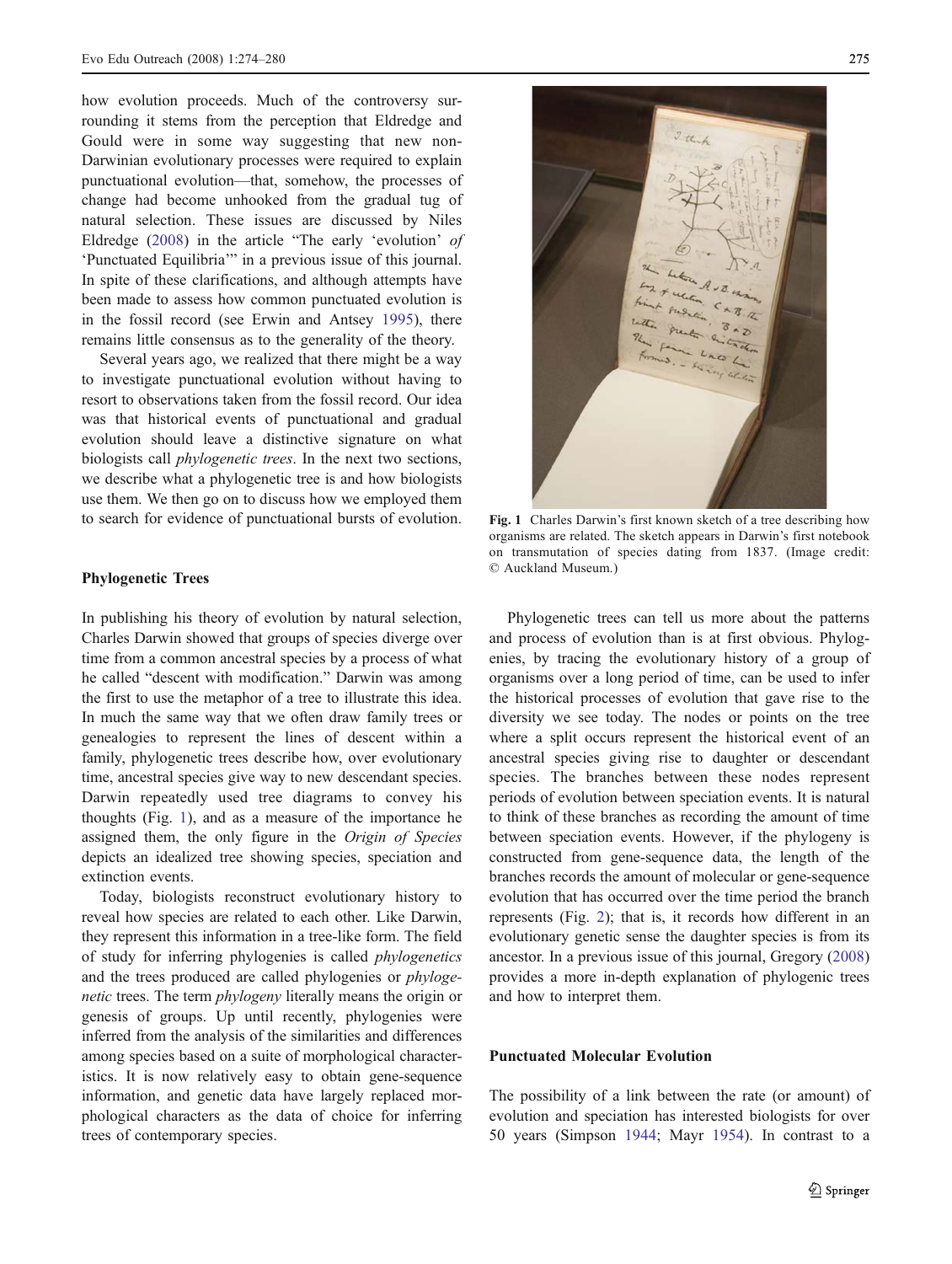how evolution proceeds. Much of the controversy surrounding it stems from the perception that Eldredge and Gould were in some way suggesting that new non-Darwinian evolutionary processes were required to explain punctuational evolution—that, somehow, the processes of change had become unhooked from the gradual tug of natural selection. These issues are discussed by Niles Eldredge (2008) in the article "The early 'evolution' *of* 'Punctuated Equilibria'" in a previous issue of this journal. In spite of these clarifications, and although attempts have been made to assess how common punctuated evolution is in the fossil record (see Erwin and Antsey 1995), there remains little consensus as to the generality of the theory.

Several years ago, we realized that there might be a way to investigate punctuational evolution without having to resort to observations taken from the fossil record. Our idea was that historical events of punctuational and gradual evolution should leave a distinctive signature on what biologists call *phylogenetic trees*. In the next two sections, we describe what a phylogenetic tree is and how biologists use them. We then go on to discuss how we employed them to search for evidence of punctuational bursts of evolution.

## Phylogenetic Trees

In publishing his theory of evolution by natural selection, Charles Darwin showed that groups of species diverge over time from a common ancestral species by a process of what he called "descent with modification." Darwin was among the first to use the metaphor of a tree to illustrate this idea. In much the same way that we often draw family trees or genealogies to represent the lines of descent within a family, phylogenetic trees describe how, over evolutionary time, ancestral species give way to new descendant species. Darwin repeatedly used tree diagrams to convey his thoughts (Fig. 1), and as a measure of the importance he assigned them, the only figure in the *Origin of Species* depicts an idealized tree showing species, speciation and extinction events.

Today, biologists reconstruct evolutionary history to reveal how species are related to each other. Like Darwin, they represent this information in a tree-like form. The field of study for inferring phylogenies is called *phylogenetics* and the trees produced are called phylogenies or *phylogenetic* trees. The term *phylogeny* literally means the origin or genesis of groups. Up until recently, phylogenies were inferred from the analysis of the similarities and differences among species based on a suite of morphological characteristics. It is now relatively easy to obtain gene-sequence information, and genetic data have largely replaced morphological characters as the data of choice for inferring trees of contemporary species.

**Fig. 1** Charles Darwin's first known sketch of a tree describing how organisms are related. The sketch appears in Darwin's first notebook on transmutation of species dating from 1837. (Image credit: © Auckland Museum.)

Phylogenetic trees can tell us more about the patterns and process of evolution than is at first obvious. Phylogenies, by tracing the evolutionary history of a group of organisms over a long period of time, can be used to infer the historical processes of evolution that gave rise to the diversity we see today. The nodes or points on the tree where a split occurs represent the historical event of an ancestral species giving rise to daughter or descendant species. The branches between these nodes represent periods of evolution between speciation events. It is natural to think of these branches as recording the amount of time between speciation events. However, if the phylogeny is constructed from gene-sequence data, the length of the branches records the amount of molecular or gene-sequence evolution that has occurred over the time period the branch represents (Fig. 2); that is, it records how different in an evolutionary genetic sense the daughter species is from its ancestor. In a previous issue of this journal, Gregory (2008) provides a more in-depth explanation of phylogenic trees and how to interpret them.

## Punctuated Molecular Evolution

The possibility of a link between the rate (or amount) of evolution and speciation has interested biologists for over 50 years (Simpson 1944; Mayr 1954). In contrast to a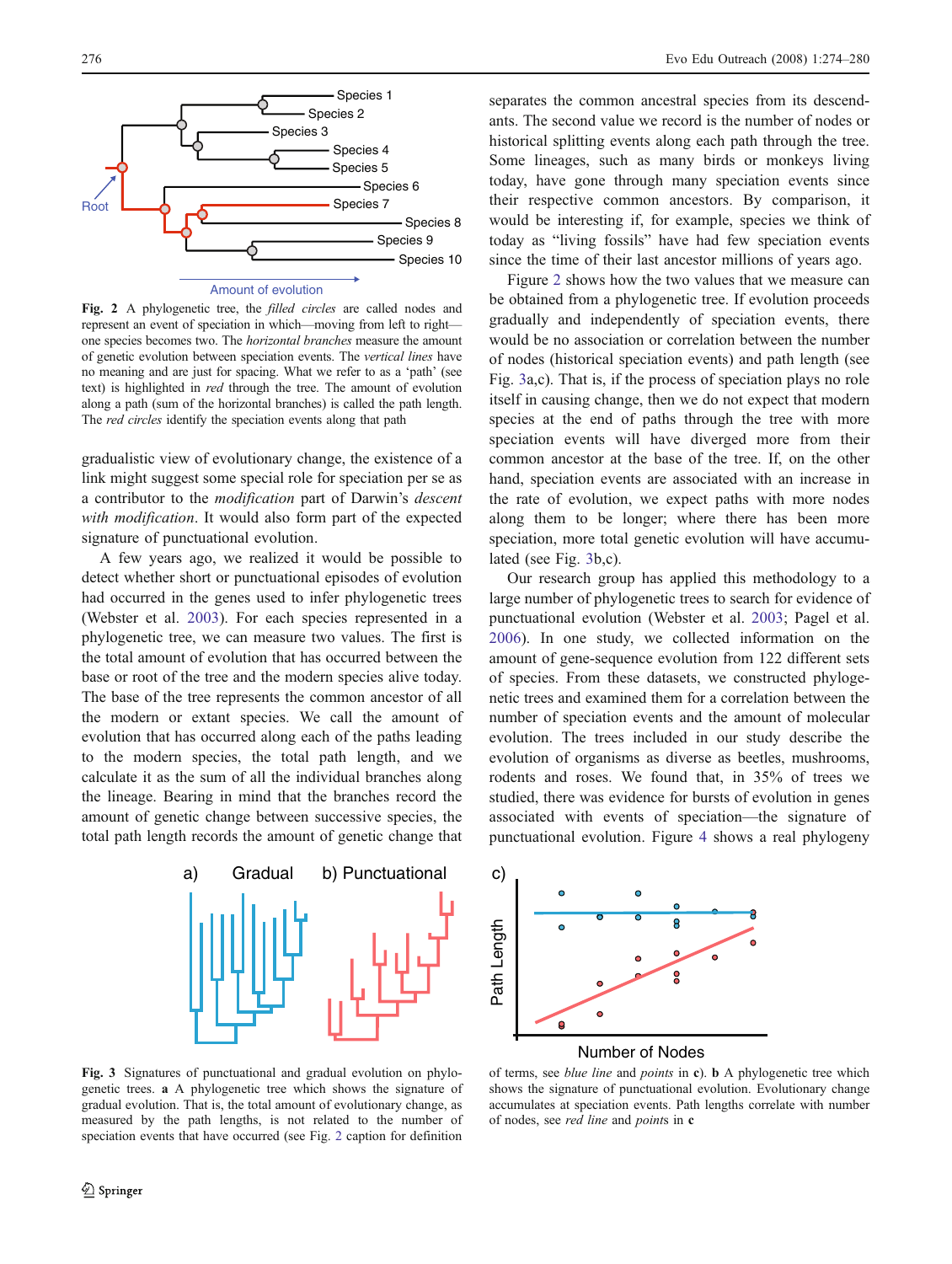**Fig. 2** A phylogenetic tree, the *filled circles* are called nodes and represent an event of speciation in which—moving from left to right—one species becomes two. The *horizontal branches* measure the amount of genetic evolution between speciation events. The *vertical lines* have no meaning and are just for spacing. What we refer to as a 'path' (see text) is highlighted in *red* through the tree. The amount of evolution along a path (sum of the horizontal branches) is called the path length. The *red circles* identify the speciation events along that path

gradualistic view of evolutionary change, the existence of a link might suggest some special role for speciation per se as a contributor to the *modification* part of Darwin's *descent with modification*. It would also form part of the expected signature of punctuational evolution.

A few years ago, we realized it would be possible to detect whether short or punctuational episodes of evolution had occurred in the genes used to infer phylogenetic trees (Webster et al. 2003). For each species represented in a phylogenetic tree, we can measure two values. The first is the total amount of evolution that has occurred between the base or root of the tree and the modern species alive today. The base of the tree represents the common ancestor of all the modern or extant species. We call the amount of evolution that has occurred along each of the paths leading to the modern species, the total path length, and we calculate it as the sum of all the individual branches along the lineage. Bearing in mind that the branches record the amount of genetic change between successive species, the total path length records the amount of genetic change that separates the common ancestral species from its descendants. The second value we record is the number of nodes or historical splitting events along each path through the tree. Some lineages, such as many birds or monkeys living today, have gone through many speciation events since their respective common ancestors. By comparison, it would be interesting if, for example, species we think of today as "living fossils" have had few speciation events since the time of their last ancestor millions of years ago.

Figure 2 shows how the two values that we measure can be obtained from a phylogenetic tree. If evolution proceeds gradually and independently of speciation events, there would be no association or correlation between the number of nodes (historical speciation events) and path length (see Fig. 3a,c). That is, if the process of speciation plays no role itself in causing change, then we do not expect that modern species at the end of paths through the tree with more speciation events will have diverged more from their common ancestor at the base of the tree. If, on the other hand, speciation events are associated with an increase in the rate of evolution, we expect paths with more nodes along them to be longer; where there has been more speciation, more total genetic evolution will have accumulated (see Fig. 3b,c).

Our research group has applied this methodology to a large number of phylogenetic trees to search for evidence of punctuational evolution (Webster et al. 2003; Pagel et al. 2006). In one study, we collected information on the amount of gene-sequence evolution from 122 different sets of species. From these datasets, we constructed phylogenetic trees and examined them for a correlation between the number of speciation events and the amount of molecular evolution. The trees included in our study describe the evolution of organisms as diverse as beetles, mushrooms, rodents and roses. We found that, in 35% of trees we studied, there was evidence for bursts of evolution in genes associated with events of speciation—the signature of punctuational evolution. Figure 4 shows a real phylogeny

**Fig. 3** Signatures of punctuational and gradual evolution on phylogenetic trees. **a** A phylogenetic tree which shows the signature of gradual evolution. That is, the total amount of evolutionary change, as measured by the path lengths, is not related to the number of speciation events that have occurred (see Fig. 2 caption for definition of terms, see *blue line* and *points* in **c**). **b** A phylogenetic tree which shows the signature of punctuational evolution. Evolutionary change accumulates at speciation events. Path lengths correlate with number of nodes, see *red line* and *points* in **c**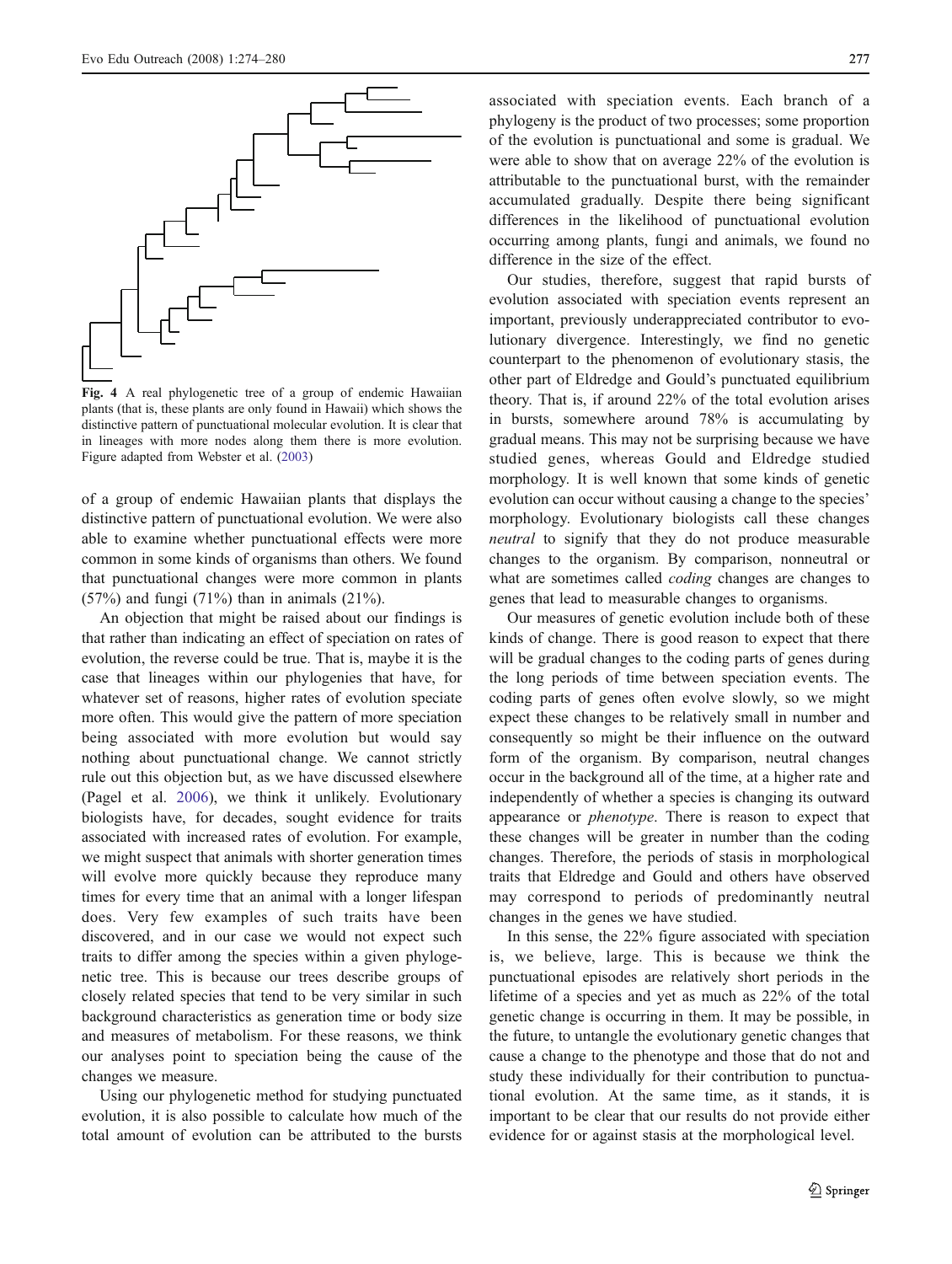**Fig. 4** A real phylogenetic tree of a group of endemic Hawaiian plants (that is, these plants are only found in Hawaii) which shows the distinctive pattern of punctuational molecular evolution. It is clear that in lineages with more nodes along them there is more evolution. Figure adapted from Webster et al. (2003)

of a group of endemic Hawaiian plants that displays the distinctive pattern of punctuational evolution. We were also able to examine whether punctuational effects were more common in some kinds of organisms than others. We found that punctuational changes were more common in plants (57%) and fungi (71%) than in animals (21%).

An objection that might be raised about our findings is that rather than indicating an effect of speciation on rates of evolution, the reverse could be true. That is, maybe it is the case that lineages within our phylogenies that have, for whatever set of reasons, higher rates of evolution speciate more often. This would give the pattern of more speciation being associated with more evolution but would say nothing about punctuational change. We cannot strictly rule out this objection but, as we have discussed elsewhere (Pagel et al. 2006), we think it unlikely. Evolutionary biologists have, for decades, sought evidence for traits associated with increased rates of evolution. For example, we might suspect that animals with shorter generation times will evolve more quickly because they reproduce many times for every time that an animal with a longer lifespan does. Very few examples of such traits have been discovered, and in our case we would not expect such traits to differ among the species within a given phylogenetic tree. This is because our trees describe groups of closely related species that tend to be very similar in such background characteristics as generation time or body size and measures of metabolism. For these reasons, we think our analyses point to speciation being the cause of the changes we measure.

Using our phylogenetic method for studying punctuated evolution, it is also possible to calculate how much of the total amount of evolution can be attributed to the bursts associated with speciation events. Each branch of a phylogeny is the product of two processes; some proportion of the evolution is punctuational and some is gradual. We were able to show that on average 22% of the evolution is attributable to the punctuational burst, with the remainder accumulated gradually. Despite there being significant differences in the likelihood of punctuational evolution occurring among plants, fungi and animals, we found no difference in the size of the effect.

Our studies, therefore, suggest that rapid bursts of evolution associated with speciation events represent an important, previously underappreciated contributor to evolutionary divergence. Interestingly, we find no genetic counterpart to the phenomenon of evolutionary stasis, the other part of Eldredge and Gould's punctuated equilibrium theory. That is, if around 22% of the total evolution arises in bursts, somewhere around 78% is accumulating by gradual means. This may not be surprising because we have studied genes, whereas Gould and Eldredge studied morphology. It is well known that some kinds of genetic evolution can occur without causing a change to the species' morphology. Evolutionary biologists call these changes *neutral* to signify that they do not produce measurable changes to the organism. By comparison, nonneutral or what are sometimes called *coding* changes are changes to genes that lead to measurable changes to organisms.

Our measures of genetic evolution include both of these kinds of change. There is good reason to expect that there will be gradual changes to the coding parts of genes during the long periods of time between speciation events. The coding parts of genes often evolve slowly, so we might expect these changes to be relatively small in number and consequently so might be their influence on the outward form of the organism. By comparison, neutral changes occur in the background all of the time, at a higher rate and independently of whether a species is changing its outward appearance or *phenotype*. There is reason to expect that these changes will be greater in number than the coding changes. Therefore, the periods of stasis in morphological traits that Eldredge and Gould and others have observed may correspond to periods of predominantly neutral changes in the genes we have studied.

In this sense, the 22% figure associated with speciation is, we believe, large. This is because we think the punctuational episodes are relatively short periods in the lifetime of a species and yet as much as 22% of the total genetic change is occurring in them. It may be possible, in the future, to untangle the evolutionary genetic changes that cause a change to the phenotype and those that do not and study these individually for their contribution to punctuational evolution. At the same time, as it stands, it is important to be clear that our results do not provide either evidence for or against stasis at the morphological level.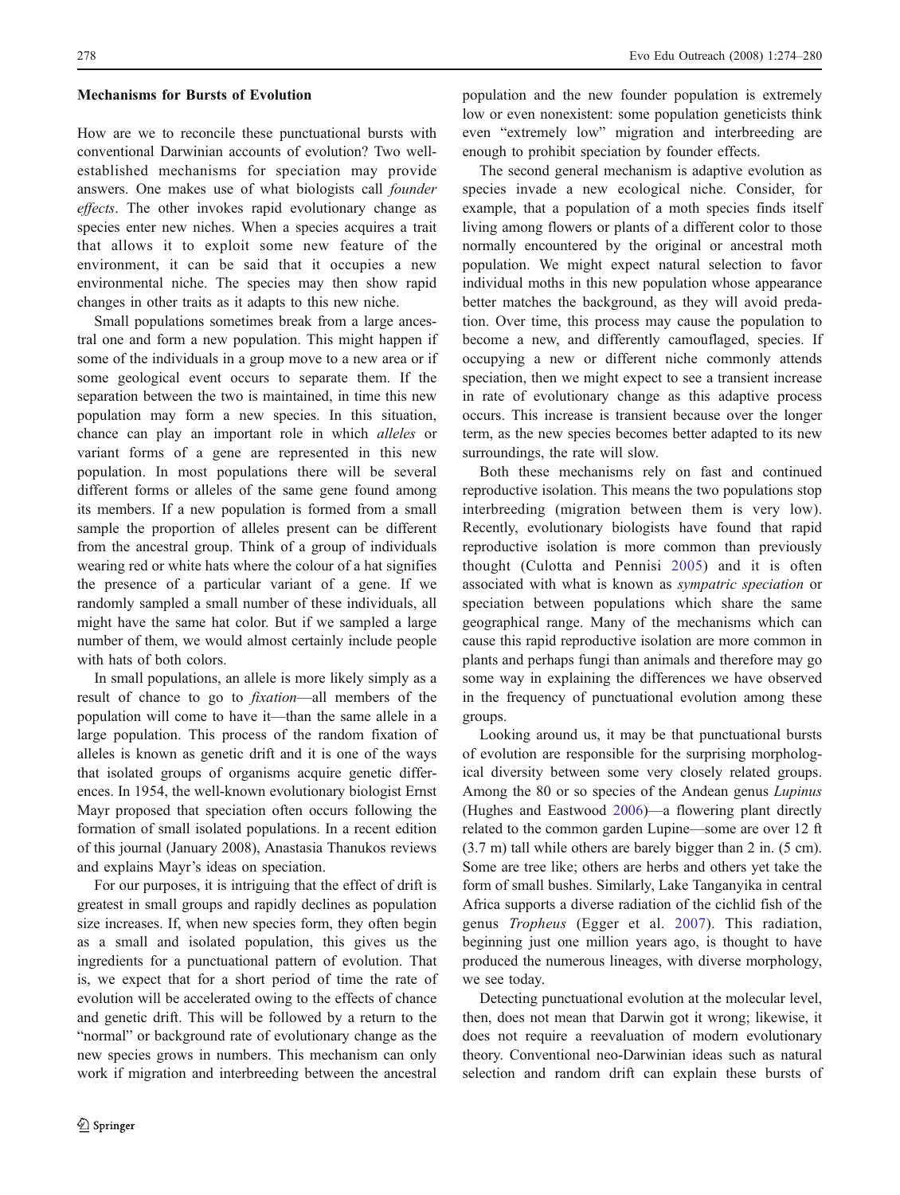### Mechanisms for Bursts of Evolution

How are we to reconcile these punctuational bursts with conventional Darwinian accounts of evolution? Two well-established mechanisms for speciation may provide answers. One makes use of what biologists call *founder effects*. The other invokes rapid evolutionary change as species enter new niches. When a species acquires a trait that allows it to exploit some new feature of the environment, it can be said that it occupies a new environmental niche. The species may then show rapid changes in other traits as it adapts to this new niche.

Small populations sometimes break from a large ancestral one and form a new population. This might happen if some of the individuals in a group move to a new area or if some geological event occurs to separate them. If the separation between the two is maintained, in time this new population may form a new species. In this situation, chance can play an important role in which *alleles* or variant forms of a gene are represented in this new population. In most populations there will be several different forms or alleles of the same gene found among its members. If a new population is formed from a small sample the proportion of alleles present can be different from the ancestral group. Think of a group of individuals wearing red or white hats where the colour of a hat signifies the presence of a particular variant of a gene. If we randomly sampled a small number of these individuals, all might have the same hat color. But if we sampled a large number of them, we would almost certainly include people with hats of both colors.

In small populations, an allele is more likely simply as a result of chance to go to *fixation*—all members of the population will come to have it—than the same allele in a large population. This process of the random fixation of alleles is known as genetic drift and it is one of the ways that isolated groups of organisms acquire genetic differences. In 1954, the well-known evolutionary biologist Ernst Mayr proposed that speciation often occurs following the formation of small isolated populations. In a recent edition of this journal (January 2008), Anastasia Thanukos reviews and explains Mayr's ideas on speciation.

For our purposes, it is intriguing that the effect of drift is greatest in small groups and rapidly declines as population size increases. If, when new species form, they often begin as a small and isolated population, this gives us the ingredients for a punctuational pattern of evolution. That is, we expect that for a short period of time the rate of evolution will be accelerated owing to the effects of chance and genetic drift. This will be followed by a return to the "normal" or background rate of evolutionary change as the new species grows in numbers. This mechanism can only work if migration and interbreeding between the ancestral population and the new founder population is extremely low or even nonexistent: some population geneticists think even "extremely low" migration and interbreeding are enough to prohibit speciation by founder effects.

The second general mechanism is adaptive evolution as species invade a new ecological niche. Consider, for example, that a population of a moth species finds itself living among flowers or plants of a different color to those normally encountered by the original or ancestral moth population. We might expect natural selection to favor individual moths in this new population whose appearance better matches the background, as they will avoid predation. Over time, this process may cause the population to become a new, and differently camouflaged, species. If occupying a new or different niche commonly attends speciation, then we might expect to see a transient increase in rate of evolutionary change as this adaptive process occurs. This increase is transient because over the longer term, as the new species becomes better adapted to its new surroundings, the rate will slow.

Both these mechanisms rely on fast and continued reproductive isolation. This means the two populations stop interbreeding (migration between them is very low). Recently, evolutionary biologists have found that rapid reproductive isolation is more common than previously thought (Culotta and Pennisi 2005) and it is often associated with what is known as *sympatric speciation* or speciation between populations which share the same geographical range. Many of the mechanisms which can cause this rapid reproductive isolation are more common in plants and perhaps fungi than animals and therefore may go some way in explaining the differences we have observed in the frequency of punctuational evolution among these groups.

Looking around us, it may be that punctuational bursts of evolution are responsible for the surprising morphological diversity between some very closely related groups. Among the 80 or so species of the Andean genus *Lupinus* (Hughes and Eastwood 2006)—a flowering plant directly related to the common garden Lupine—some are over 12 ft (3.7 m) tall while others are barely bigger than 2 in. (5 cm). Some are tree like; others are herbs and others yet take the form of small bushes. Similarly, Lake Tanganyika in central Africa supports a diverse radiation of the cichlid fish of the genus *Tropheus* (Egger et al. 2007). This radiation, beginning just one million years ago, is thought to have produced the numerous lineages, with diverse morphology, we see today.

Detecting punctuational evolution at the molecular level, then, does not mean that Darwin got it wrong; likewise, it does not require a reevaluation of modern evolutionary theory. Conventional neo-Darwinian ideas such as natural selection and random drift can explain these bursts of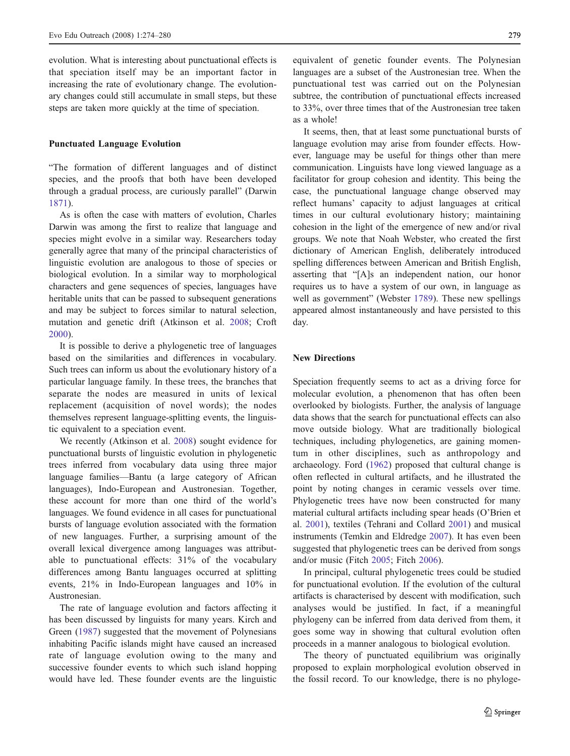evolution. What is interesting about punctuational effects is that speciation itself may be an important factor in increasing the rate of evolutionary change. The evolutionary changes could still accumulate in small steps, but these steps are taken more quickly at the time of speciation.

## Punctuated Language Evolution

"The formation of different languages and of distinct species, and the proofs that both have been developed through a gradual process, are curiously parallel" (Darwin 1871).

As is often the case with matters of evolution, Charles Darwin was among the first to realize that language and species might evolve in a similar way. Researchers today generally agree that many of the principal characteristics of linguistic evolution are analogous to those of species or biological evolution. In a similar way to morphological characters and gene sequences of species, languages have heritable units that can be passed to subsequent generations and may be subject to forces similar to natural selection, mutation and genetic drift (Atkinson et al. 2008; Croft 2000).

It is possible to derive a phylogenetic tree of languages based on the similarities and differences in vocabulary. Such trees can inform us about the evolutionary history of a particular language family. In these trees, the branches that separate the nodes are measured in units of lexical replacement (acquisition of novel words); the nodes themselves represent language-splitting events, the linguistic equivalent to a speciation event.

We recently (Atkinson et al. 2008) sought evidence for punctuational bursts of linguistic evolution in phylogenetic trees inferred from vocabulary data using three major language families—Bantu (a large category of African languages), Indo-European and Austronesian. Together, these account for more than one third of the world's languages. We found evidence in all cases for punctuational bursts of language evolution associated with the formation of new languages. Further, a surprising amount of the overall lexical divergence among languages was attributable to punctuational effects: 31% of the vocabulary differences among Bantu languages occurred at splitting events, 21% in Indo-European languages and 10% in Austronesian.

The rate of language evolution and factors affecting it has been discussed by linguists for many years. Kirch and Green (1987) suggested that the movement of Polynesians inhabiting Pacific islands might have caused an increased rate of language evolution owing to the many and successive founder events to which such island hopping would have led. These founder events are the linguistic equivalent of genetic founder events. The Polynesian languages are a subset of the Austronesian tree. When the punctuational test was carried out on the Polynesian subtree, the contribution of punctuational effects increased to 33%, over three times that of the Austronesian tree taken as a whole!

It seems, then, that at least some punctuational bursts of language evolution may arise from founder effects. However, language may be useful for things other than mere communication. Linguists have long viewed language as a facilitator for group cohesion and identity. This being the case, the punctuational language change observed may reflect humans' capacity to adjust languages at critical times in our cultural evolutionary history; maintaining cohesion in the light of the emergence of new and/or rival groups. We note that Noah Webster, who created the first dictionary of American English, deliberately introduced spelling differences between American and British English, asserting that "[A]s an independent nation, our honor requires us to have a system of our own, in language as well as government" (Webster 1789). These new spellings appeared almost instantaneously and have persisted to this day.

## New Directions

Speciation frequently seems to act as a driving force for molecular evolution, a phenomenon that has often been overlooked by biologists. Further, the analysis of language data shows that the search for punctuational effects can also move outside biology. What are traditionally biological techniques, including phylogenetics, are gaining momentum in other disciplines, such as anthropology and archaeology. Ford (1962) proposed that cultural change is often reflected in cultural artifacts, and he illustrated the point by noting changes in ceramic vessels over time. Phylogenetic trees have now been constructed for many material cultural artifacts including spear heads (O'Brien et al. 2001), textiles (Tehrani and Collard 2001) and musical instruments (Temkin and Eldredge 2007). It has even been suggested that phylogenetic trees can be derived from songs and/or music (Fitch 2005; Fitch 2006).

In principal, cultural phylogenetic trees could be studied for punctuational evolution. If the evolution of the cultural artifacts is characterised by descent with modification, such analyses would be justified. In fact, if a meaningful phylogeny can be inferred from data derived from them, it goes some way in showing that cultural evolution often proceeds in a manner analogous to biological evolution.

The theory of punctuated equilibrium was originally proposed to explain morphological evolution observed in the fossil record. To our knowledge, there is no phyloge-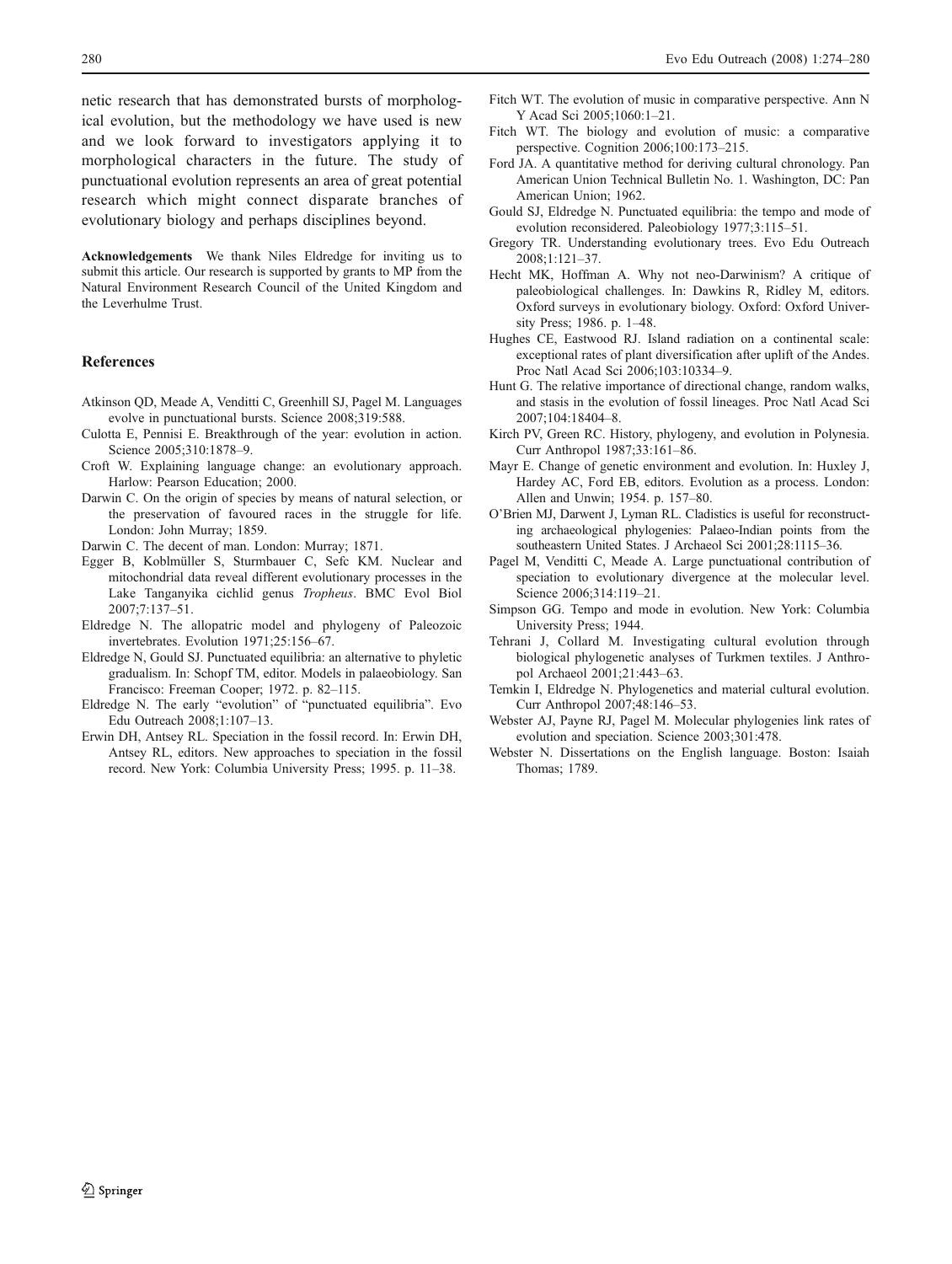netic research that has demonstrated bursts of morphological evolution, but the methodology we have used is new and we look forward to investigators applying it to morphological characters in the future. The study of punctuational evolution represents an area of great potential research which might connect disparate branches of evolutionary biology and perhaps disciplines beyond.

**Acknowledgements** We thank Niles Eldredge for inviting us to submit this article. Our research is supported by grants to MP from the Natural Environment Research Council of the United Kingdom and the Leverhulme Trust.

## References

Atkinson QD, Meade A, Venditti C, Greenhill SJ, Pagel M. Languages evolve in punctuational bursts. Science 2008;319:588.

Culotta E, Pennisi E. Breakthrough of the year: evolution in action. Science 2005;310:1878–9.

Croft W. Explaining language change: an evolutionary approach. Harlow: Pearson Education; 2000.

Darwin C. On the origin of species by means of natural selection, or the preservation of favoured races in the struggle for life. London: John Murray; 1859.

Darwin C. The decent of man. London: Murray; 1871.

Egger B, Koblmüller S, Sturmbauer C, Sefc KM. Nuclear and mitochondrial data reveal different evolutionary processes in the Lake Tanganyika cichlid genus *Tropheus*. BMC Evol Biol 2007;7:137–51.

Eldredge N. The allopatric model and phylogeny of Paleozoic invertebrates. Evolution 1971;25:156–67.

Eldredge N, Gould SJ. Punctuated equilibria: an alternative to phyletic gradualism. In: Schopf TM, editor. Models in palaeobiology. San Francisco: Freeman Cooper; 1972. p. 82–115.

Eldredge N. The early "evolution" of "punctuated equilibria". Evo Edu Outreach 2008;1:107–13.

Erwin DH, Antsey RL. Speciation in the fossil record. In: Erwin DH, Antsey RL, editors. New approaches to speciation in the fossil record. New York: Columbia University Press; 1995. p. 11–38.

Fitch WT. The evolution of music in comparative perspective. Ann N Y Acad Sci 2005;1060:1–21.

Fitch WT. The biology and evolution of music: a comparative perspective. Cognition 2006;100:173–215.

Ford JA. A quantitative method for deriving cultural chronology. Pan American Union Technical Bulletin No. 1. Washington, DC: Pan American Union; 1962.

Gould SJ, Eldredge N. Punctuated equilibria: the tempo and mode of evolution reconsidered. Paleobiology 1977;3:115–51.

Gregory TR. Understanding evolutionary trees. Evo Edu Outreach 2008;1:121–37.

Hecht MK, Hoffman A. Why not neo-Darwinism? A critique of paleobiological challenges. In: Dawkins R, Ridley M, editors. Oxford surveys in evolutionary biology. Oxford: Oxford University Press; 1986. p. 1–48.

Hughes CE, Eastwood RJ. Island radiation on a continental scale: exceptional rates of plant diversification after uplift of the Andes. Proc Natl Acad Sci 2006;103:10334–9.

Hunt G. The relative importance of directional change, random walks, and stasis in the evolution of fossil lineages. Proc Natl Acad Sci 2007;104:18404–8.

Kirch PV, Green RC. History, phylogeny, and evolution in Polynesia. Curr Anthropol 1987;33:161–86.

Mayr E. Change of genetic environment and evolution. In: Huxley J, Hardey AC, Ford EB, editors. Evolution as a process. London: Allen and Unwin; 1954. p. 157–80.

O'Brien MJ, Darwent J, Lyman RL. Cladistics is useful for reconstructing archaeological phylogenies: Palaeo-Indian points from the southeastern United States. J Archaeol Sci 2001;28:1115–36.

Pagel M, Venditti C, Meade A. Large punctuational contribution of speciation to evolutionary divergence at the molecular level. Science 2006;314:119–21.

Simpson GG. Tempo and mode in evolution. New York: Columbia University Press; 1944.

Tehrani J, Collard M. Investigating cultural evolution through biological phylogenetic analyses of Turkmen textiles. J Anthropol Archaeol 2001;21:443–63.

Temkin I, Eldredge N. Phylogenetics and material cultural evolution. Curr Anthropol 2007;48:146–53.

Webster AJ, Payne RJ, Pagel M. Molecular phylogenies link rates of evolution and speciation. Science 2003;301:478.

Webster N. Dissertations on the English language. Boston: Isaiah Thomas; 1789.